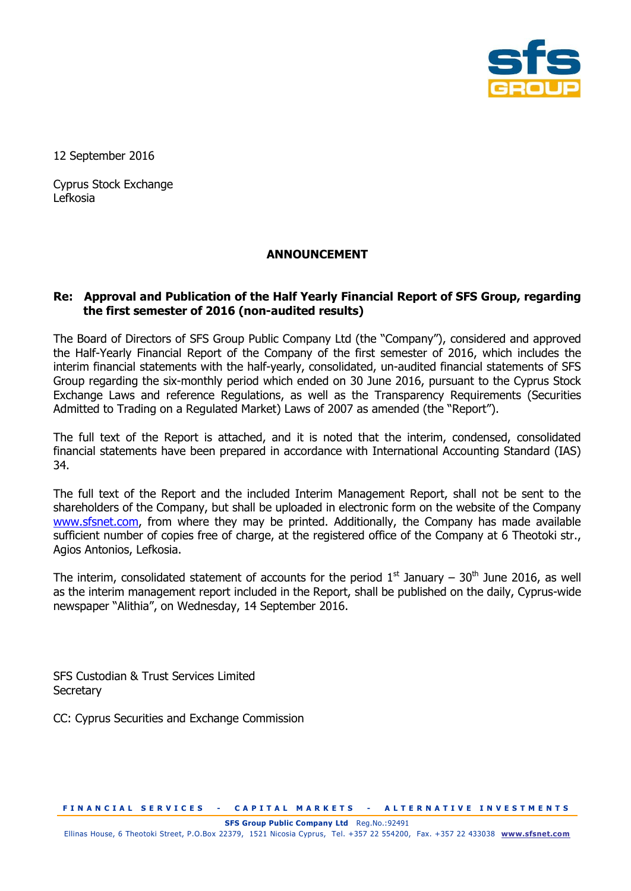12 September 2016

Cyprus Stock Exchange
Lefkosia

## ANNOUNCEMENT

**Re: Approval and Publication of the Half Yearly Financial Report of SFS Group, regarding the first semester of 2016 (non-audited results)**

The Board of Directors of SFS Group Public Company Ltd (the "Company"), considered and approved the Half-Yearly Financial Report of the Company of the first semester of 2016, which includes the interim financial statements with the half-yearly, consolidated, un-audited financial statements of SFS Group regarding the six-monthly period which ended on 30 June 2016, pursuant to the Cyprus Stock Exchange Laws and reference Regulations, as well as the Transparency Requirements (Securities Admitted to Trading on a Regulated Market) Laws of 2007 as amended (the "Report").

The full text of the Report is attached, and it is noted that the interim, condensed, consolidated financial statements have been prepared in accordance with International Accounting Standard (IAS) 34.

The full text of the Report and the included Interim Management Report, shall not be sent to the shareholders of the Company, but shall be uploaded in electronic form on the website of the Company www.sfsnet.com, from where they may be printed. Additionally, the Company has made available sufficient number of copies free of charge, at the registered office of the Company at 6 Theotoki str., Agios Antonios, Lefkosia.

The interim, consolidated statement of accounts for the period 1st January – 30th June 2016, as well as the interim management report included in the Report, shall be published on the daily, Cyprus-wide newspaper "Alithia", on Wednesday, 14 September 2016.

SFS Custodian & Trust Services Limited
Secretary

CC: Cyprus Securities and Exchange Commission

FINANCIAL SERVICES - CAPITAL MARKETS - ALTERNATIVE INVESTMENTS

**SFS Group Public Company Ltd** Reg.No.:92491
Ellinas House, 6 Theotoki Street, P.O.Box 22379, 1521 Nicosia Cyprus, Tel. +357 22 554200, Fax. +357 22 433038 **www.sfsnet.com**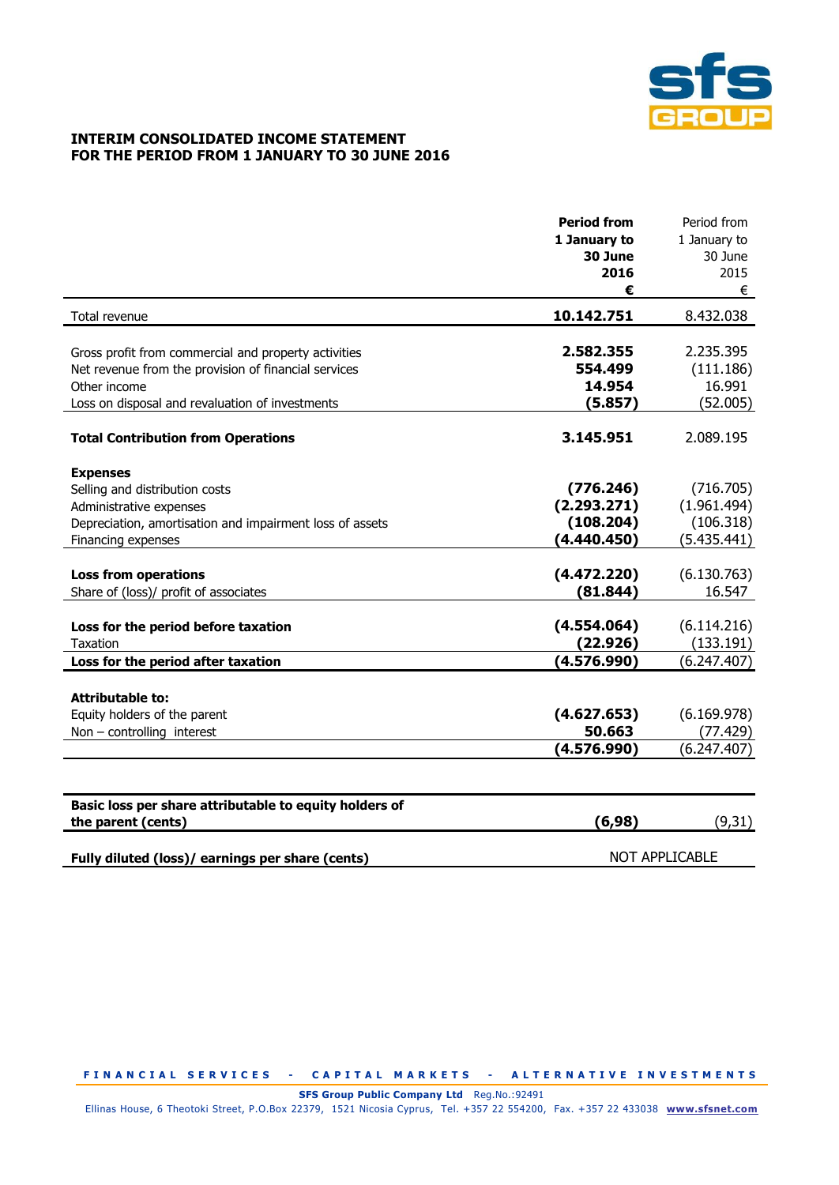# INTERIM CONSOLIDATED INCOME STATEMENT
# FOR THE PERIOD FROM 1 JANUARY TO 30 JUNE 2016

| | **Period from 1 January to 30 June 2016 €** | Period from 1 January to 30 June 2015 € |
|---|---|---|
| Total revenue | **10.142.751** | 8.432.038 |
| | | |
| Gross profit from commercial and property activities | **2.582.355** | 2.235.395 |
| Net revenue from the provision of financial services | **554.499** | (111.186) |
| Other income | **14.954** | 16.991 |
| Loss on disposal and revaluation of investments | **(5.857)** | (52.005) |
| | | |
| **Total Contribution from Operations** | **3.145.951** | 2.089.195 |
| | | |
| **Expenses** | | |
| Selling and distribution costs | **(776.246)** | (716.705) |
| Administrative expenses | **(2.293.271)** | (1.961.494) |
| Depreciation, amortisation and impairment loss of assets | **(108.204)** | (106.318) |
| Financing expenses | **(4.440.450)** | (5.435.441) |
| | | |
| **Loss from operations** | **(4.472.220)** | (6.130.763) |
| Share of (loss)/ profit of associates | **(81.844)** | 16.547 |
| | | |
| **Loss for the period before taxation** | **(4.554.064)** | (6.114.216) |
| Taxation | **(22.926)** | (133.191) |
| **Loss for the period after taxation** | **(4.576.990)** | (6.247.407) |
| | | |
| **Attributable to:** | | |
| Equity holders of the parent | **(4.627.653)** | (6.169.978) |
| Non – controlling interest | **50.663** | (77.429) |
| | **(4.576.990)** | (6.247.407) |

| | | |
|---|---|---|
| **Basic loss per share attributable to equity holders of the parent (cents)** | **(6,98)** | (9,31) |
| **Fully diluted (loss)/ earnings per share (cents)** | NOT APPLICABLE | |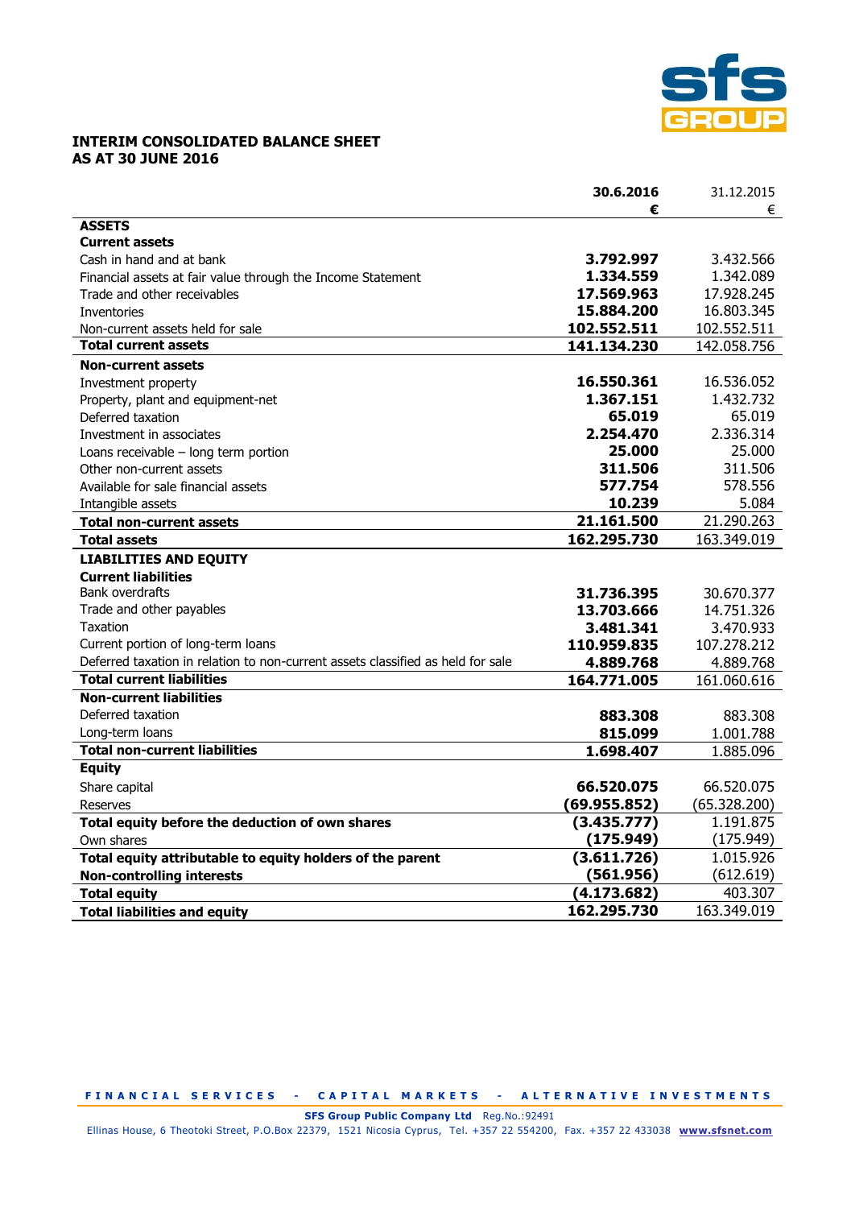# INTERIM CONSOLIDATED BALANCE SHEET
# AS AT 30 JUNE 2016

| | 30.6.2016 | 31.12.2015 |
|---|---|---|
| | **€** | € |
| **ASSETS** | | |
| **Current assets** | | |
| Cash in hand and at bank | **3.792.997** | 3.432.566 |
| Financial assets at fair value through the Income Statement | **1.334.559** | 1.342.089 |
| Trade and other receivables | **17.569.963** | 17.928.245 |
| Inventories | **15.884.200** | 16.803.345 |
| Non-current assets held for sale | **102.552.511** | 102.552.511 |
| **Total current assets** | **141.134.230** | 142.058.756 |
| **Non-current assets** | | |
| Investment property | **16.550.361** | 16.536.052 |
| Property, plant and equipment-net | **1.367.151** | 1.432.732 |
| Deferred taxation | **65.019** | 65.019 |
| Investment in associates | **2.254.470** | 2.336.314 |
| Loans receivable – long term portion | **25.000** | 25.000 |
| Other non-current assets | **311.506** | 311.506 |
| Available for sale financial assets | **577.754** | 578.556 |
| Intangible assets | **10.239** | 5.084 |
| **Total non-current assets** | **21.161.500** | 21.290.263 |
| **Total assets** | **162.295.730** | 163.349.019 |
| **LIABILITIES AND EQUITY** | | |
| **Current liabilities** | | |
| Bank overdrafts | **31.736.395** | 30.670.377 |
| Trade and other payables | **13.703.666** | 14.751.326 |
| Taxation | **3.481.341** | 3.470.933 |
| Current portion of long-term loans | **110.959.835** | 107.278.212 |
| Deferred taxation in relation to non-current assets classified as held for sale | **4.889.768** | 4.889.768 |
| **Total current liabilities** | **164.771.005** | 161.060.616 |
| **Non-current liabilities** | | |
| Deferred taxation | **883.308** | 883.308 |
| Long-term loans | **815.099** | 1.001.788 |
| **Total non-current liabilities** | **1.698.407** | 1.885.096 |
| **Equity** | | |
| Share capital | **66.520.075** | 66.520.075 |
| Reserves | **(69.955.852)** | (65.328.200) |
| **Total equity before the deduction of own shares** | **(3.435.777)** | 1.191.875 |
| Own shares | **(175.949)** | (175.949) |
| **Total equity attributable to equity holders of the parent** | **(3.611.726)** | 1.015.926 |
| **Non-controlling interests** | **(561.956)** | (612.619) |
| **Total equity** | **(4.173.682)** | 403.307 |
| **Total liabilities and equity** | **162.295.730** | 163.349.019 |